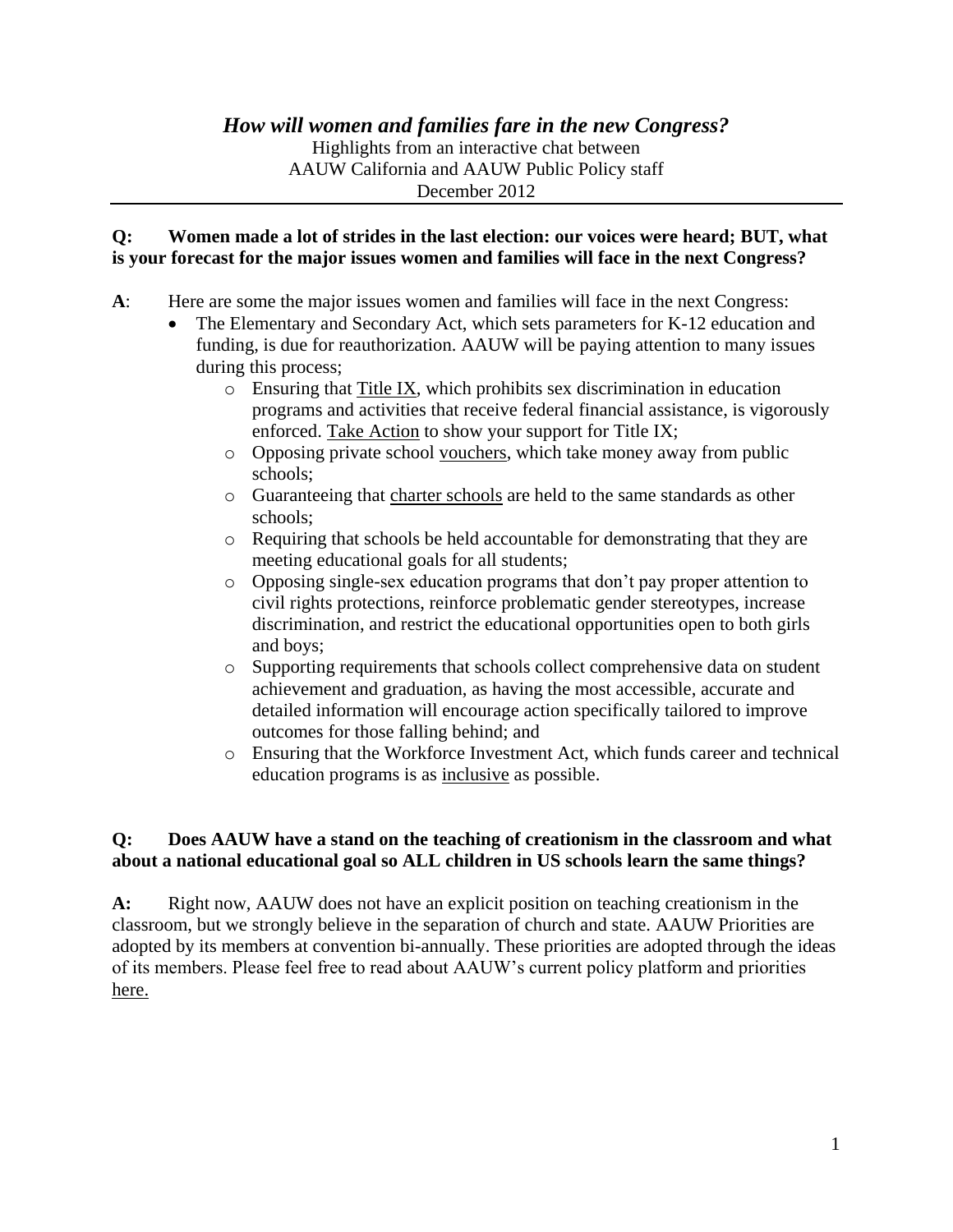## *How will women and families fare in the new Congress?*

Highlights from an interactive chat between
AAUW California and AAUW Public Policy staff
December 2012

---

**Q: Women made a lot of strides in the last election: our voices were heard; BUT, what is your forecast for the major issues women and families will face in the next Congress?**

**A**: Here are some the major issues women and families will face in the next Congress:

- The Elementary and Secondary Act, which sets parameters for K-12 education and funding, is due for reauthorization. AAUW will be paying attention to many issues during this process;
  - Ensuring that Title IX, which prohibits sex discrimination in education programs and activities that receive federal financial assistance, is vigorously enforced. Take Action to show your support for Title IX;
  - Opposing private school vouchers, which take money away from public schools;
  - Guaranteeing that charter schools are held to the same standards as other schools;
  - Requiring that schools be held accountable for demonstrating that they are meeting educational goals for all students;
  - Opposing single-sex education programs that don't pay proper attention to civil rights protections, reinforce problematic gender stereotypes, increase discrimination, and restrict the educational opportunities open to both girls and boys;
  - Supporting requirements that schools collect comprehensive data on student achievement and graduation, as having the most accessible, accurate and detailed information will encourage action specifically tailored to improve outcomes for those falling behind; and
  - Ensuring that the Workforce Investment Act, which funds career and technical education programs is as inclusive as possible.

**Q: Does AAUW have a stand on the teaching of creationism in the classroom and what about a national educational goal so ALL children in US schools learn the same things?**

**A:** Right now, AAUW does not have an explicit position on teaching creationism in the classroom, but we strongly believe in the separation of church and state. AAUW Priorities are adopted by its members at convention bi-annually. These priorities are adopted through the ideas of its members. Please feel free to read about AAUW's current policy platform and priorities here.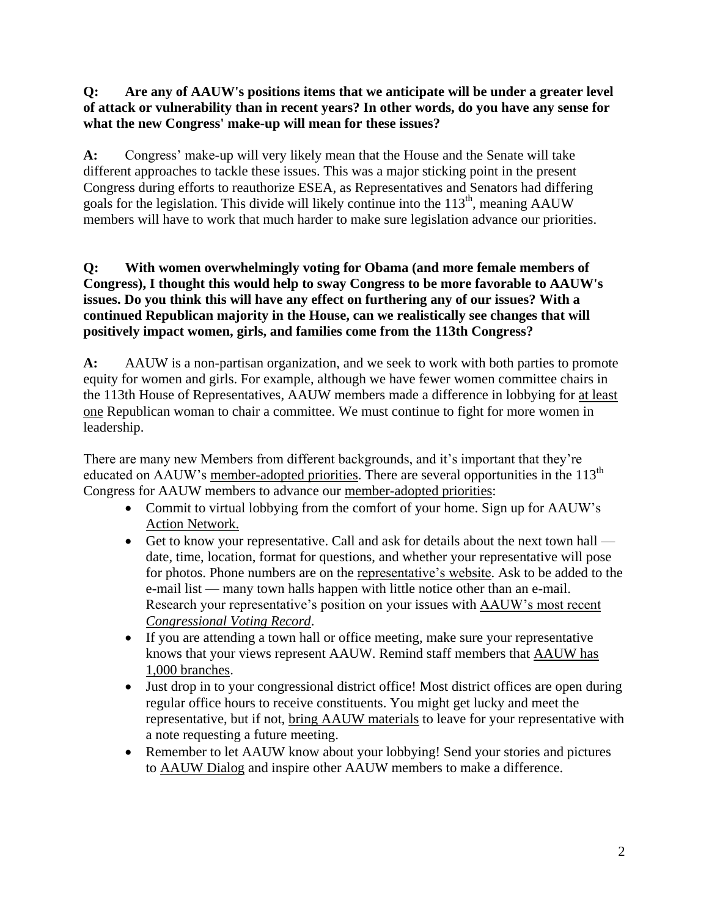**Q: Are any of AAUW's positions items that we anticipate will be under a greater level of attack or vulnerability than in recent years? In other words, do you have any sense for what the new Congress' make-up will mean for these issues?**

**A:** Congress' make-up will very likely mean that the House and the Senate will take different approaches to tackle these issues. This was a major sticking point in the present Congress during efforts to reauthorize ESEA, as Representatives and Senators had differing goals for the legislation. This divide will likely continue into the 113th, meaning AAUW members will have to work that much harder to make sure legislation advance our priorities.

**Q: With women overwhelmingly voting for Obama (and more female members of Congress), I thought this would help to sway Congress to be more favorable to AAUW's issues. Do you think this will have any effect on furthering any of our issues? With a continued Republican majority in the House, can we realistically see changes that will positively impact women, girls, and families come from the 113th Congress?**

**A:** AAUW is a non-partisan organization, and we seek to work with both parties to promote equity for women and girls. For example, although we have fewer women committee chairs in the 113th House of Representatives, AAUW members made a difference in lobbying for at least one Republican woman to chair a committee. We must continue to fight for more women in leadership.

There are many new Members from different backgrounds, and it's important that they're educated on AAUW's member-adopted priorities. There are several opportunities in the 113th Congress for AAUW members to advance our member-adopted priorities:

- Commit to virtual lobbying from the comfort of your home. Sign up for AAUW's Action Network.
- Get to know your representative. Call and ask for details about the next town hall — date, time, location, format for questions, and whether your representative will pose for photos. Phone numbers are on the representative's website. Ask to be added to the e-mail list — many town halls happen with little notice other than an e-mail. Research your representative's position on your issues with AAUW's most recent *Congressional Voting Record*.
- If you are attending a town hall or office meeting, make sure your representative knows that your views represent AAUW. Remind staff members that AAUW has 1,000 branches.
- Just drop in to your congressional district office! Most district offices are open during regular office hours to receive constituents. You might get lucky and meet the representative, but if not, bring AAUW materials to leave for your representative with a note requesting a future meeting.
- Remember to let AAUW know about your lobbying! Send your stories and pictures to AAUW Dialog and inspire other AAUW members to make a difference.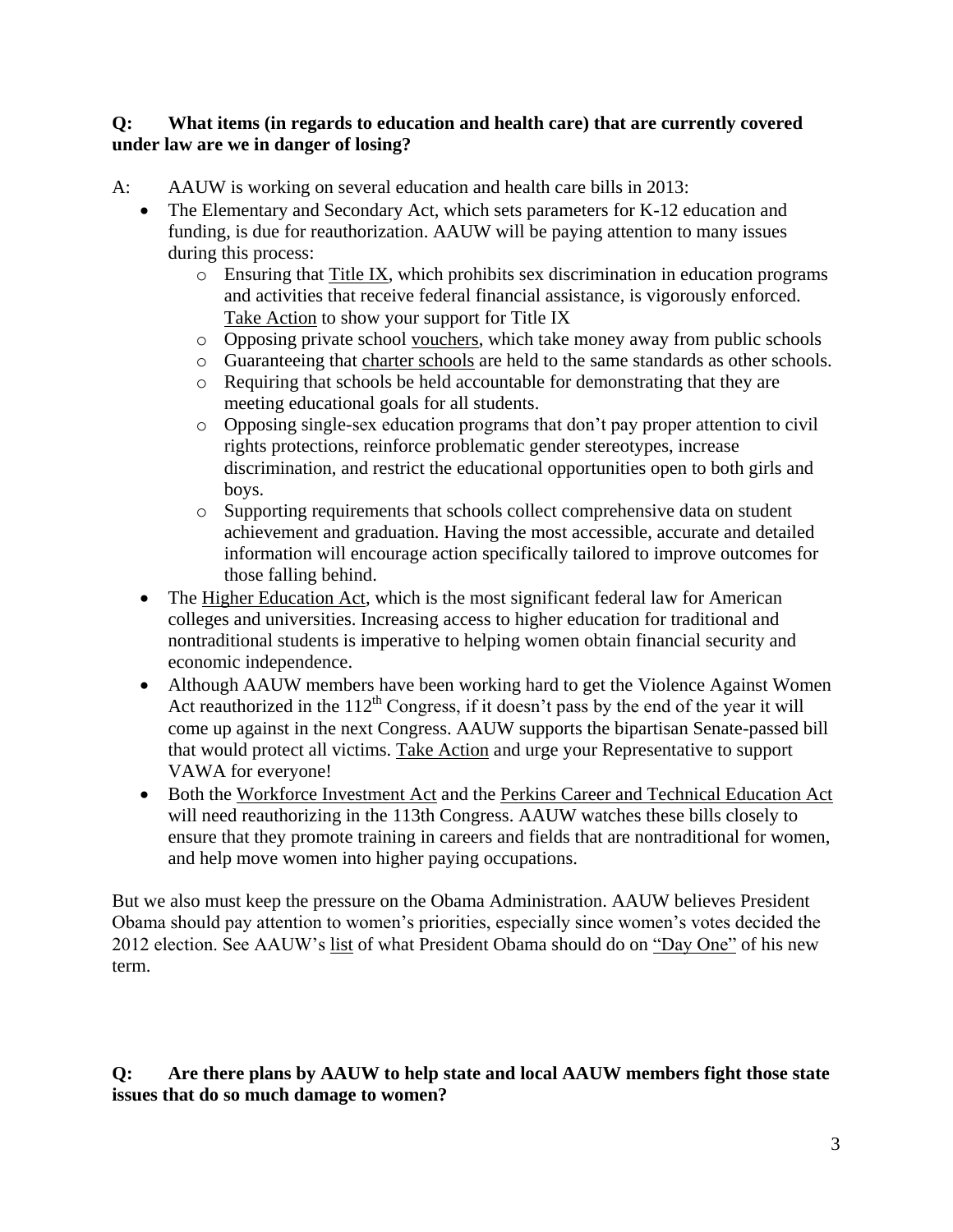**Q: What items (in regards to education and health care) that are currently covered under law are we in danger of losing?**

A: AAUW is working on several education and health care bills in 2013:

- The Elementary and Secondary Act, which sets parameters for K-12 education and funding, is due for reauthorization. AAUW will be paying attention to many issues during this process:
  - Ensuring that Title IX, which prohibits sex discrimination in education programs and activities that receive federal financial assistance, is vigorously enforced. Take Action to show your support for Title IX
  - Opposing private school vouchers, which take money away from public schools
  - Guaranteeing that charter schools are held to the same standards as other schools.
  - Requiring that schools be held accountable for demonstrating that they are meeting educational goals for all students.
  - Opposing single-sex education programs that don't pay proper attention to civil rights protections, reinforce problematic gender stereotypes, increase discrimination, and restrict the educational opportunities open to both girls and boys.
  - Supporting requirements that schools collect comprehensive data on student achievement and graduation. Having the most accessible, accurate and detailed information will encourage action specifically tailored to improve outcomes for those falling behind.
- The Higher Education Act, which is the most significant federal law for American colleges and universities. Increasing access to higher education for traditional and nontraditional students is imperative to helping women obtain financial security and economic independence.
- Although AAUW members have been working hard to get the Violence Against Women Act reauthorized in the 112th Congress, if it doesn't pass by the end of the year it will come up against in the next Congress. AAUW supports the bipartisan Senate-passed bill that would protect all victims. Take Action and urge your Representative to support VAWA for everyone!
- Both the Workforce Investment Act and the Perkins Career and Technical Education Act will need reauthorizing in the 113th Congress. AAUW watches these bills closely to ensure that they promote training in careers and fields that are nontraditional for women, and help move women into higher paying occupations.

But we also must keep the pressure on the Obama Administration. AAUW believes President Obama should pay attention to women's priorities, especially since women's votes decided the 2012 election. See AAUW's list of what President Obama should do on "Day One" of his new term.

**Q: Are there plans by AAUW to help state and local AAUW members fight those state issues that do so much damage to women?**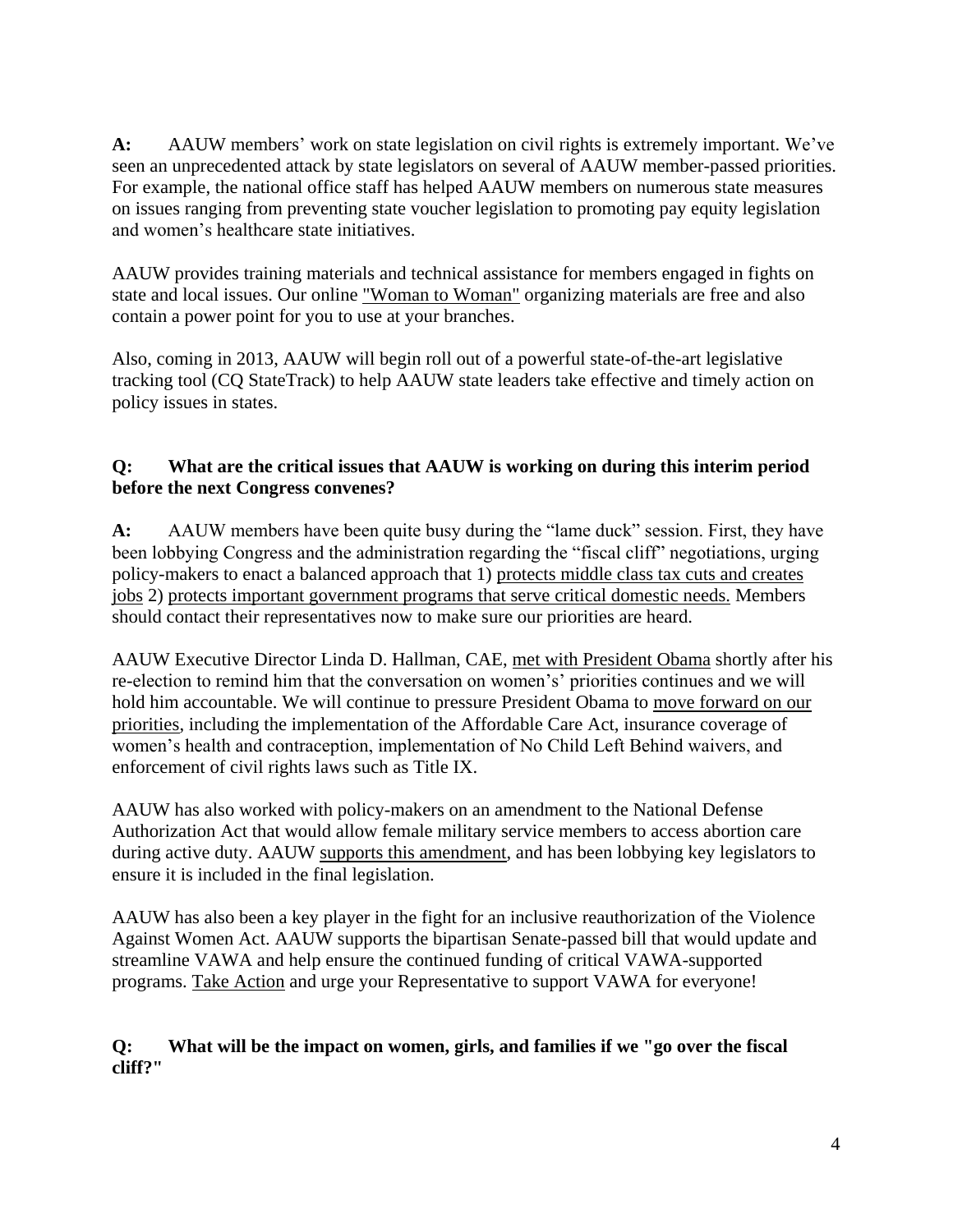**A:** AAUW members' work on state legislation on civil rights is extremely important. We've seen an unprecedented attack by state legislators on several of AAUW member-passed priorities. For example, the national office staff has helped AAUW members on numerous state measures on issues ranging from preventing state voucher legislation to promoting pay equity legislation and women's healthcare state initiatives.

AAUW provides training materials and technical assistance for members engaged in fights on state and local issues. Our online "Woman to Woman" organizing materials are free and also contain a power point for you to use at your branches.

Also, coming in 2013, AAUW will begin roll out of a powerful state-of-the-art legislative tracking tool (CQ StateTrack) to help AAUW state leaders take effective and timely action on policy issues in states.

**Q: What are the critical issues that AAUW is working on during this interim period before the next Congress convenes?**

**A:** AAUW members have been quite busy during the "lame duck" session. First, they have been lobbying Congress and the administration regarding the "fiscal cliff" negotiations, urging policy-makers to enact a balanced approach that 1) protects middle class tax cuts and creates jobs 2) protects important government programs that serve critical domestic needs. Members should contact their representatives now to make sure our priorities are heard.

AAUW Executive Director Linda D. Hallman, CAE, met with President Obama shortly after his re-election to remind him that the conversation on women's' priorities continues and we will hold him accountable. We will continue to pressure President Obama to move forward on our priorities, including the implementation of the Affordable Care Act, insurance coverage of women's health and contraception, implementation of No Child Left Behind waivers, and enforcement of civil rights laws such as Title IX.

AAUW has also worked with policy-makers on an amendment to the National Defense Authorization Act that would allow female military service members to access abortion care during active duty. AAUW supports this amendment, and has been lobbying key legislators to ensure it is included in the final legislation.

AAUW has also been a key player in the fight for an inclusive reauthorization of the Violence Against Women Act. AAUW supports the bipartisan Senate-passed bill that would update and streamline VAWA and help ensure the continued funding of critical VAWA-supported programs. Take Action and urge your Representative to support VAWA for everyone!

**Q: What will be the impact on women, girls, and families if we "go over the fiscal cliff?"**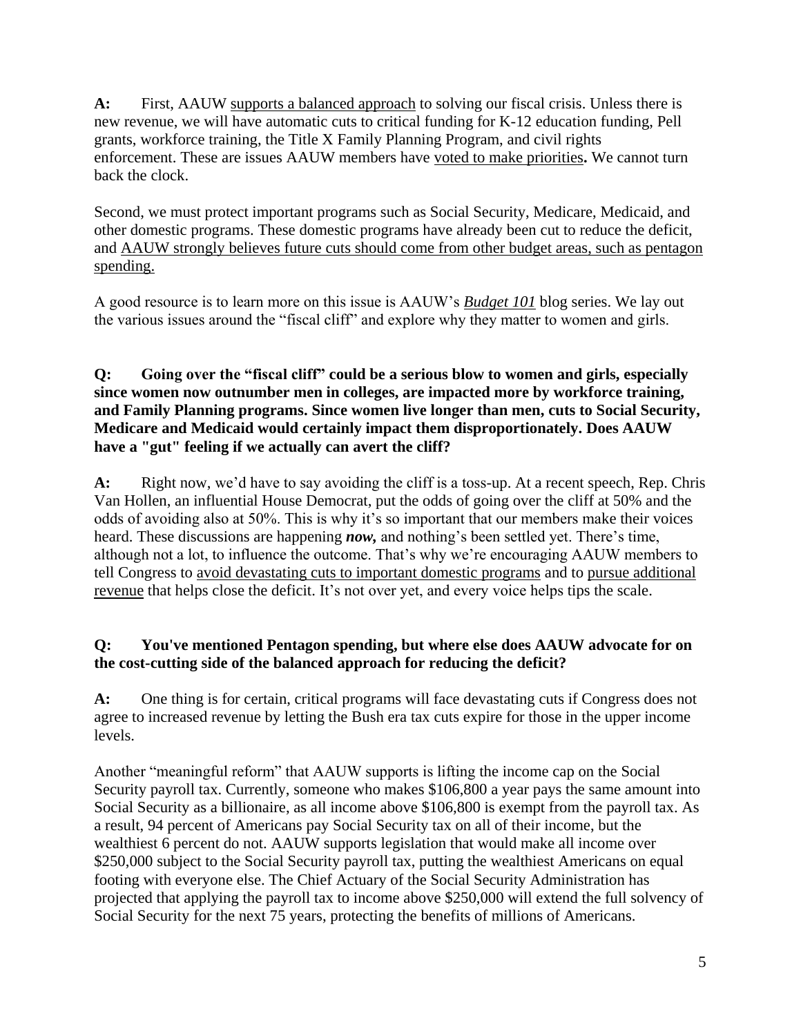**A:** First, AAUW supports a balanced approach to solving our fiscal crisis. Unless there is new revenue, we will have automatic cuts to critical funding for K-12 education funding, Pell grants, workforce training, the Title X Family Planning Program, and civil rights enforcement. These are issues AAUW members have voted to make priorities**.** We cannot turn back the clock.

Second, we must protect important programs such as Social Security, Medicare, Medicaid, and other domestic programs. These domestic programs have already been cut to reduce the deficit, and AAUW strongly believes future cuts should come from other budget areas, such as pentagon spending.

A good resource is to learn more on this issue is AAUW's ***Budget 101*** blog series. We lay out the various issues around the "fiscal cliff" and explore why they matter to women and girls.

**Q: Going over the "fiscal cliff" could be a serious blow to women and girls, especially since women now outnumber men in colleges, are impacted more by workforce training, and Family Planning programs. Since women live longer than men, cuts to Social Security, Medicare and Medicaid would certainly impact them disproportionately. Does AAUW have a "gut" feeling if we actually can avert the cliff?**

**A:** Right now, we'd have to say avoiding the cliff is a toss-up. At a recent speech, Rep. Chris Van Hollen, an influential House Democrat, put the odds of going over the cliff at 50% and the odds of avoiding also at 50%. This is why it's so important that our members make their voices heard. These discussions are happening ***now,*** and nothing's been settled yet. There's time, although not a lot, to influence the outcome. That's why we're encouraging AAUW members to tell Congress to avoid devastating cuts to important domestic programs and to pursue additional revenue that helps close the deficit. It's not over yet, and every voice helps tips the scale.

**Q: You've mentioned Pentagon spending, but where else does AAUW advocate for on the cost-cutting side of the balanced approach for reducing the deficit?**

**A:** One thing is for certain, critical programs will face devastating cuts if Congress does not agree to increased revenue by letting the Bush era tax cuts expire for those in the upper income levels.

Another "meaningful reform" that AAUW supports is lifting the income cap on the Social Security payroll tax. Currently, someone who makes $106,800 a year pays the same amount into Social Security as a billionaire, as all income above $106,800 is exempt from the payroll tax. As a result, 94 percent of Americans pay Social Security tax on all of their income, but the wealthiest 6 percent do not. AAUW supports legislation that would make all income over $250,000 subject to the Social Security payroll tax, putting the wealthiest Americans on equal footing with everyone else. The Chief Actuary of the Social Security Administration has projected that applying the payroll tax to income above $250,000 will extend the full solvency of Social Security for the next 75 years, protecting the benefits of millions of Americans.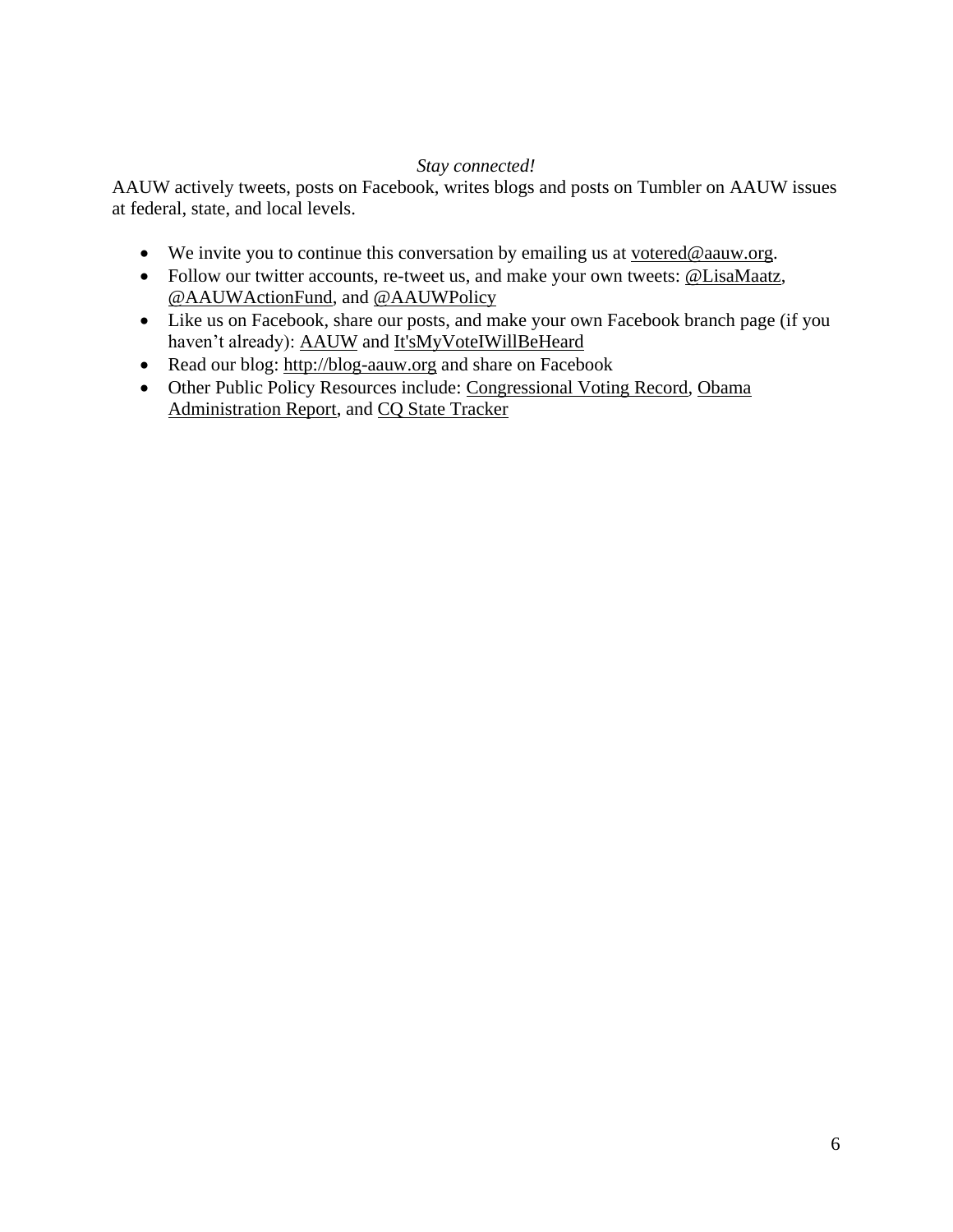*Stay connected!*

AAUW actively tweets, posts on Facebook, writes blogs and posts on Tumbler on AAUW issues at federal, state, and local levels.

- We invite you to continue this conversation by emailing us at votered@aauw.org.
- Follow our twitter accounts, re-tweet us, and make your own tweets: @LisaMaatz, @AAUWActionFund, and @AAUWPolicy
- Like us on Facebook, share our posts, and make your own Facebook branch page (if you haven't already): AAUW and It'sMyVoteIWillBeHeard
- Read our blog: http://blog-aauw.org and share on Facebook
- Other Public Policy Resources include: Congressional Voting Record, Obama Administration Report, and CQ State Tracker